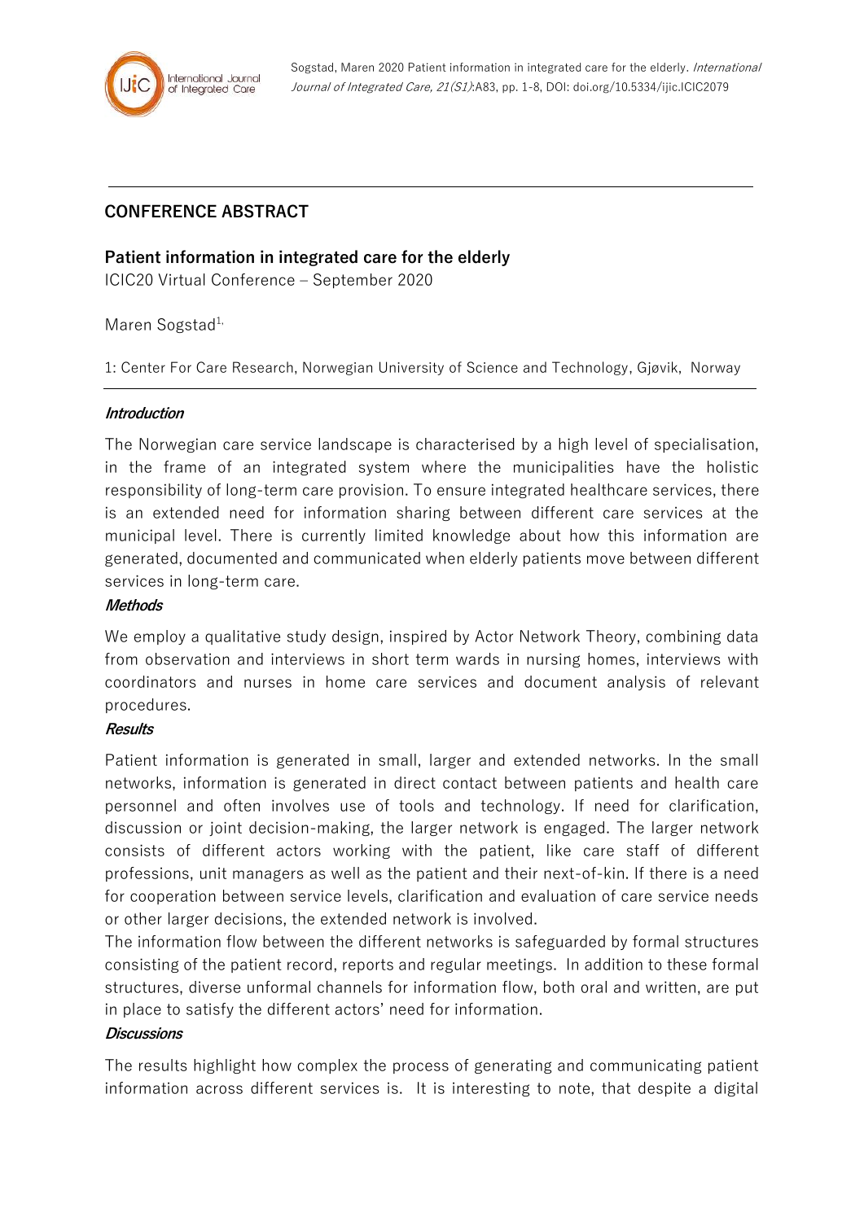## CONFERENCE ABSTRACT

## Patient information in integrated care for the elderly

ICIC20 Virtual Conference – September 2020

Maren Sogstad[1,]

1: Center For Care Research, Norwegian University of Science and Technology, Gjøvik, Norway

### *Introduction*

The Norwegian care service landscape is characterised by a high level of specialisation, in the frame of an integrated system where the municipalities have the holistic responsibility of long-term care provision. To ensure integrated healthcare services, there is an extended need for information sharing between different care services at the municipal level. There is currently limited knowledge about how this information are generated, documented and communicated when elderly patients move between different services in long-term care.

### *Methods*

We employ a qualitative study design, inspired by Actor Network Theory, combining data from observation and interviews in short term wards in nursing homes, interviews with coordinators and nurses in home care services and document analysis of relevant procedures.

### *Results*

Patient information is generated in small, larger and extended networks. In the small networks, information is generated in direct contact between patients and health care personnel and often involves use of tools and technology. If need for clarification, discussion or joint decision-making, the larger network is engaged. The larger network consists of different actors working with the patient, like care staff of different professions, unit managers as well as the patient and their next-of-kin. If there is a need for cooperation between service levels, clarification and evaluation of care service needs or other larger decisions, the extended network is involved.

The information flow between the different networks is safeguarded by formal structures consisting of the patient record, reports and regular meetings. In addition to these formal structures, diverse unformal channels for information flow, both oral and written, are put in place to satisfy the different actors' need for information.

### *Discussions*

The results highlight how complex the process of generating and communicating patient information across different services is. It is interesting to note, that despite a digital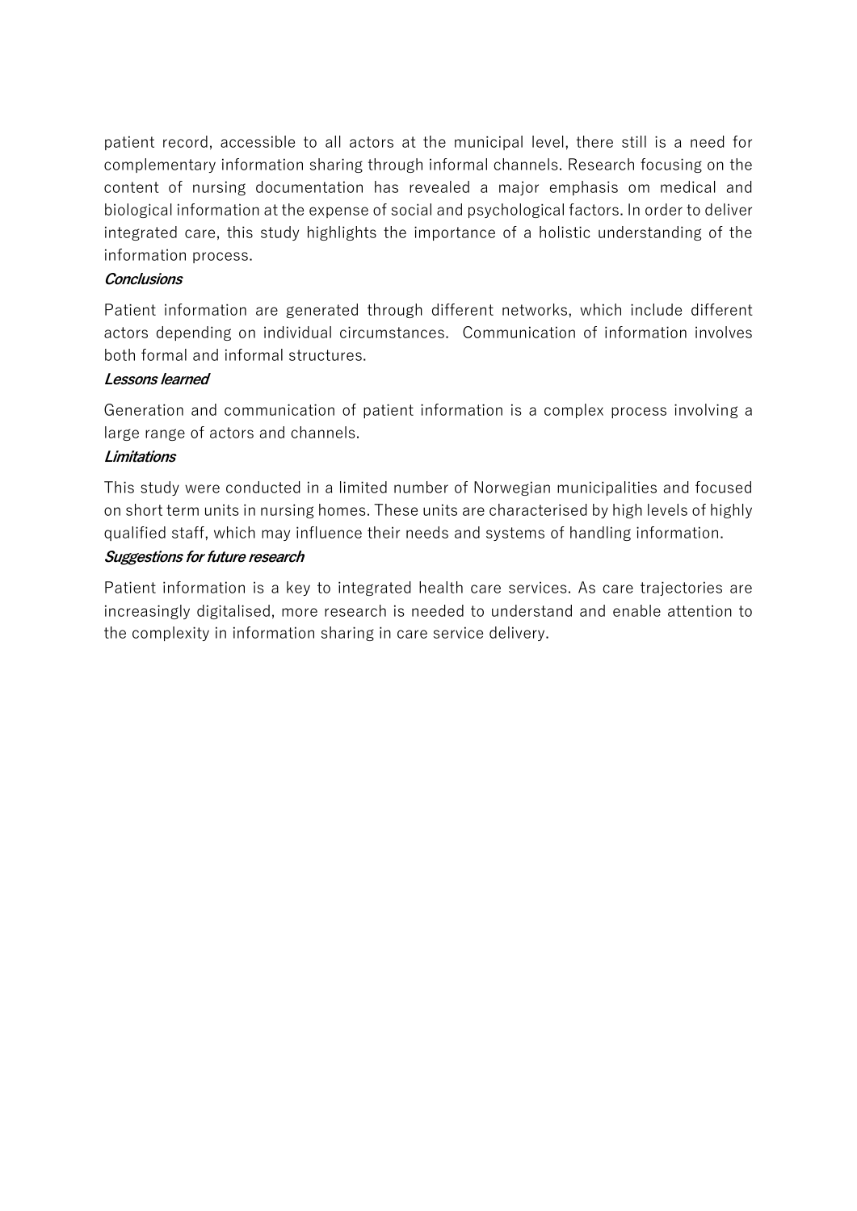patient record, accessible to all actors at the municipal level, there still is a need for complementary information sharing through informal channels. Research focusing on the content of nursing documentation has revealed a major emphasis om medical and biological information at the expense of social and psychological factors. In order to deliver integrated care, this study highlights the importance of a holistic understanding of the information process.

***Conclusions***

Patient information are generated through different networks, which include different actors depending on individual circumstances. Communication of information involves both formal and informal structures.

***Lessons learned***

Generation and communication of patient information is a complex process involving a large range of actors and channels.

***Limitations***

This study were conducted in a limited number of Norwegian municipalities and focused on short term units in nursing homes. These units are characterised by high levels of highly qualified staff, which may influence their needs and systems of handling information.

***Suggestions for future research***

Patient information is a key to integrated health care services. As care trajectories are increasingly digitalised, more research is needed to understand and enable attention to the complexity in information sharing in care service delivery.